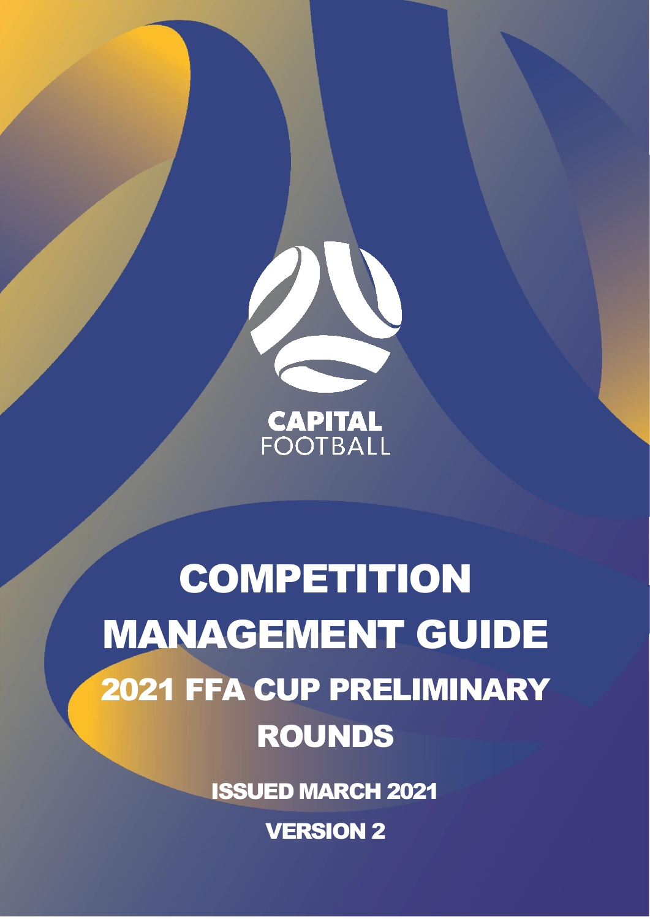CAPITAL FOOTBALL

# COMPETITION MANAGEMENT GUIDE

## 2021 FFA CUP PRELIMINARY ROUNDS

ISSUED MARCH 2021

VERSION 2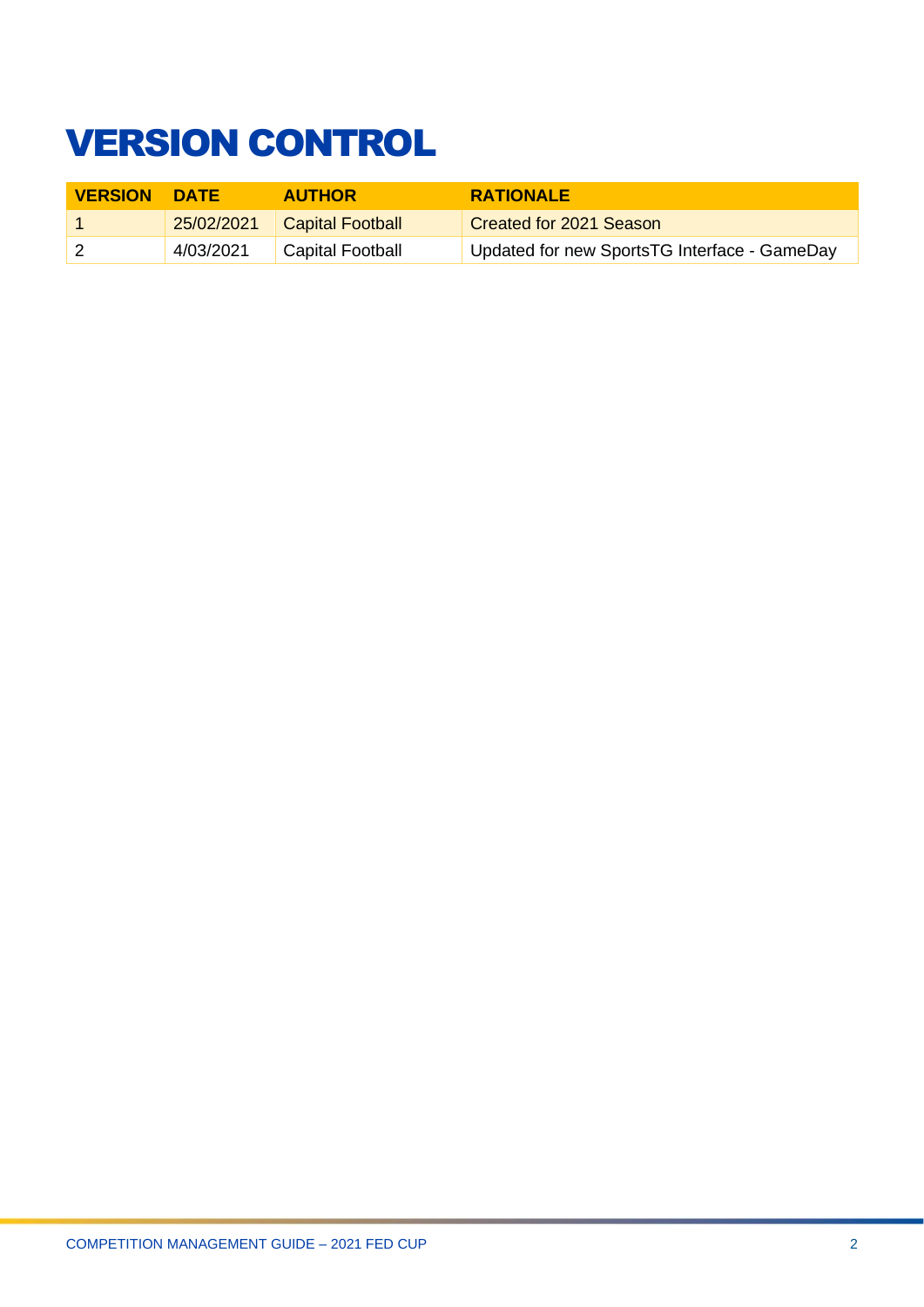# VERSION CONTROL

| VERSION | DATE | AUTHOR | RATIONALE |
|---|---|---|---|
| 1 | 25/02/2021 | Capital Football | Created for 2021 Season |
| 2 | 4/03/2021 | Capital Football | Updated for new SportsTG Interface - GameDay |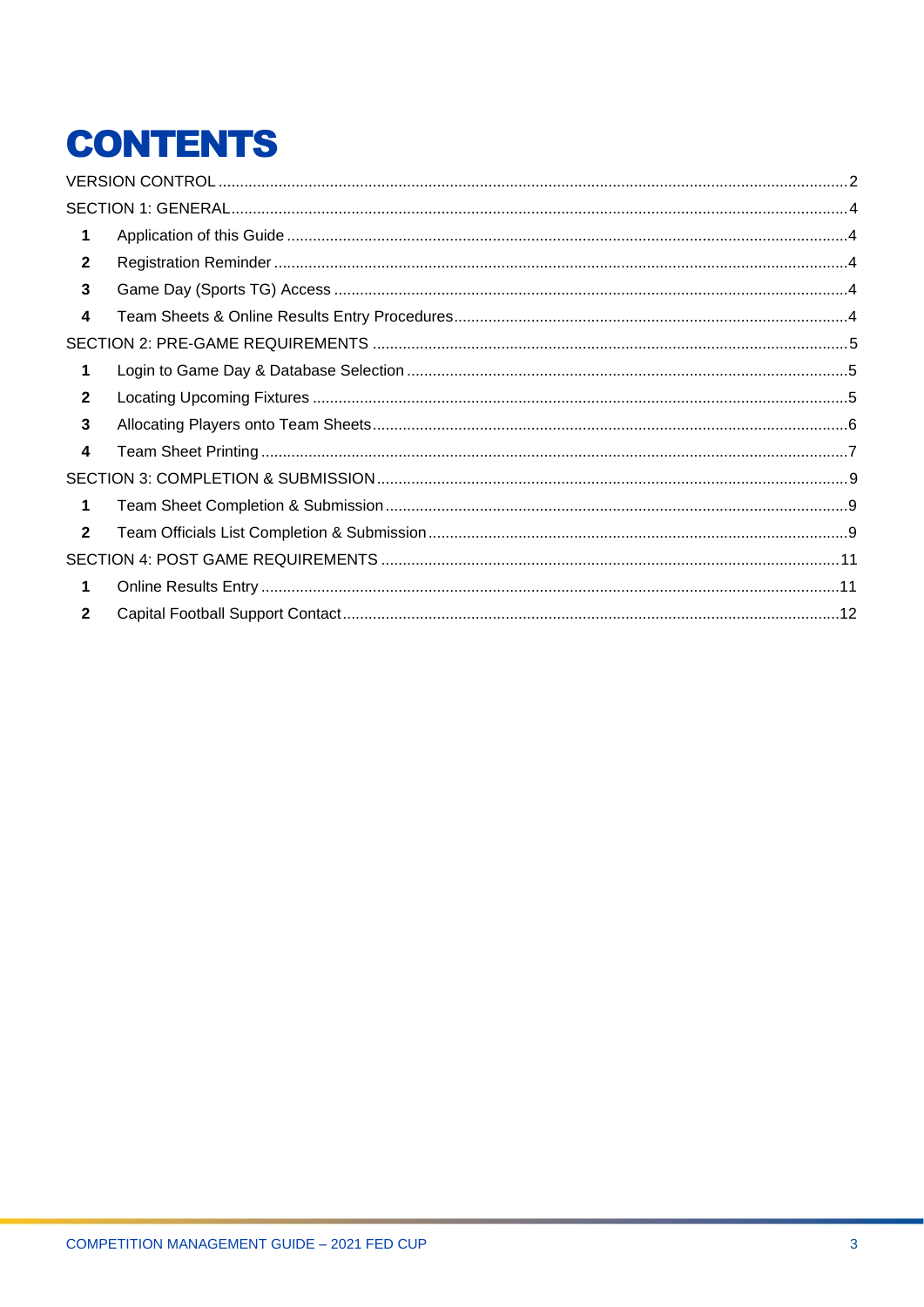# CONTENTS

VERSION CONTROL ........ 2

SECTION 1: GENERAL ........ 4

- **1** Application of this Guide ........ 4
- **2** Registration Reminder ........ 4
- **3** Game Day (Sports TG) Access ........ 4
- **4** Team Sheets & Online Results Entry Procedures ........ 4

SECTION 2: PRE-GAME REQUIREMENTS ........ 5

- **1** Login to Game Day & Database Selection ........ 5
- **2** Locating Upcoming Fixtures ........ 5
- **3** Allocating Players onto Team Sheets ........ 6
- **4** Team Sheet Printing ........ 7

SECTION 3: COMPLETION & SUBMISSION ........ 9

- **1** Team Sheet Completion & Submission ........ 9
- **2** Team Officials List Completion & Submission ........ 9

SECTION 4: POST GAME REQUIREMENTS ........ 11

- **1** Online Results Entry ........ 11
- **2** Capital Football Support Contact ........ 12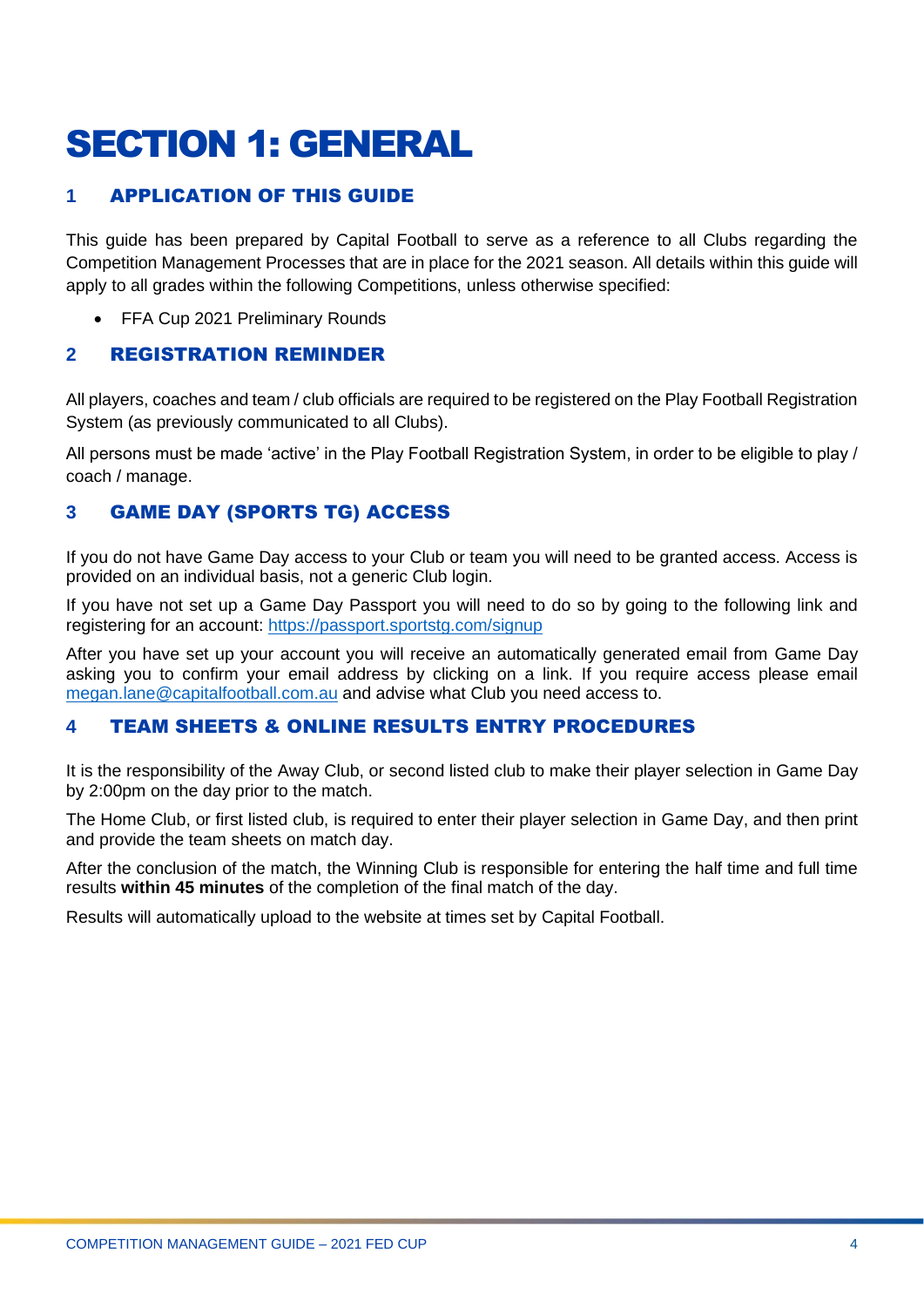# SECTION 1: GENERAL

## 1 APPLICATION OF THIS GUIDE

This guide has been prepared by Capital Football to serve as a reference to all Clubs regarding the Competition Management Processes that are in place for the 2021 season. All details within this guide will apply to all grades within the following Competitions, unless otherwise specified:

- FFA Cup 2021 Preliminary Rounds

## 2 REGISTRATION REMINDER

All players, coaches and team / club officials are required to be registered on the Play Football Registration System (as previously communicated to all Clubs).

All persons must be made 'active' in the Play Football Registration System, in order to be eligible to play / coach / manage.

## 3 GAME DAY (SPORTS TG) ACCESS

If you do not have Game Day access to your Club or team you will need to be granted access. Access is provided on an individual basis, not a generic Club login.

If you have not set up a Game Day Passport you will need to do so by going to the following link and registering for an account: https://passport.sportstg.com/signup

After you have set up your account you will receive an automatically generated email from Game Day asking you to confirm your email address by clicking on a link. If you require access please email megan.lane@capitalfootball.com.au and advise what Club you need access to.

## 4 TEAM SHEETS & ONLINE RESULTS ENTRY PROCEDURES

It is the responsibility of the Away Club, or second listed club to make their player selection in Game Day by 2:00pm on the day prior to the match.

The Home Club, or first listed club, is required to enter their player selection in Game Day, and then print and provide the team sheets on match day.

After the conclusion of the match, the Winning Club is responsible for entering the half time and full time results **within 45 minutes** of the completion of the final match of the day.

Results will automatically upload to the website at times set by Capital Football.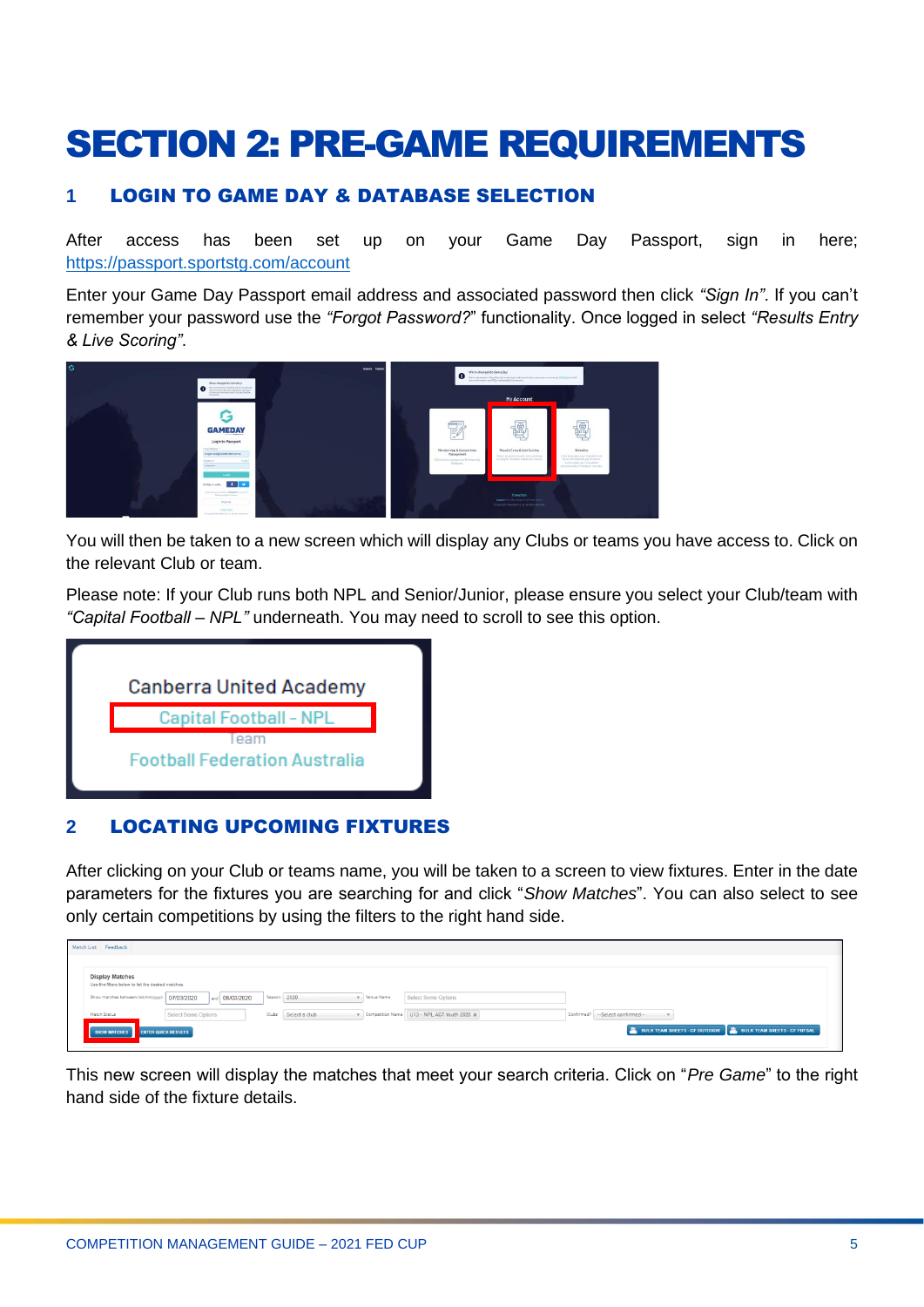# SECTION 2: PRE-GAME REQUIREMENTS

## 1 LOGIN TO GAME DAY & DATABASE SELECTION

After access has been set up on your Game Day Passport, sign in here; https://passport.sportstg.com/account

Enter your Game Day Passport email address and associated password then click *"Sign In"*. If you can't remember your password use the *"Forgot Password?"* functionality. Once logged in select *"Results Entry & Live Scoring"*.

You will then be taken to a new screen which will display any Clubs or teams you have access to. Click on the relevant Club or team.

Please note: If your Club runs both NPL and Senior/Junior, please ensure you select your Club/team with *"Capital Football – NPL"* underneath. You may need to scroll to see this option.

## 2 LOCATING UPCOMING FIXTURES

After clicking on your Club or teams name, you will be taken to a screen to view fixtures. Enter in the date parameters for the fixtures you are searching for and click "*Show Matches*". You can also select to see only certain competitions by using the filters to the right hand side.

This new screen will display the matches that meet your search criteria. Click on "*Pre Game*" to the right hand side of the fixture details.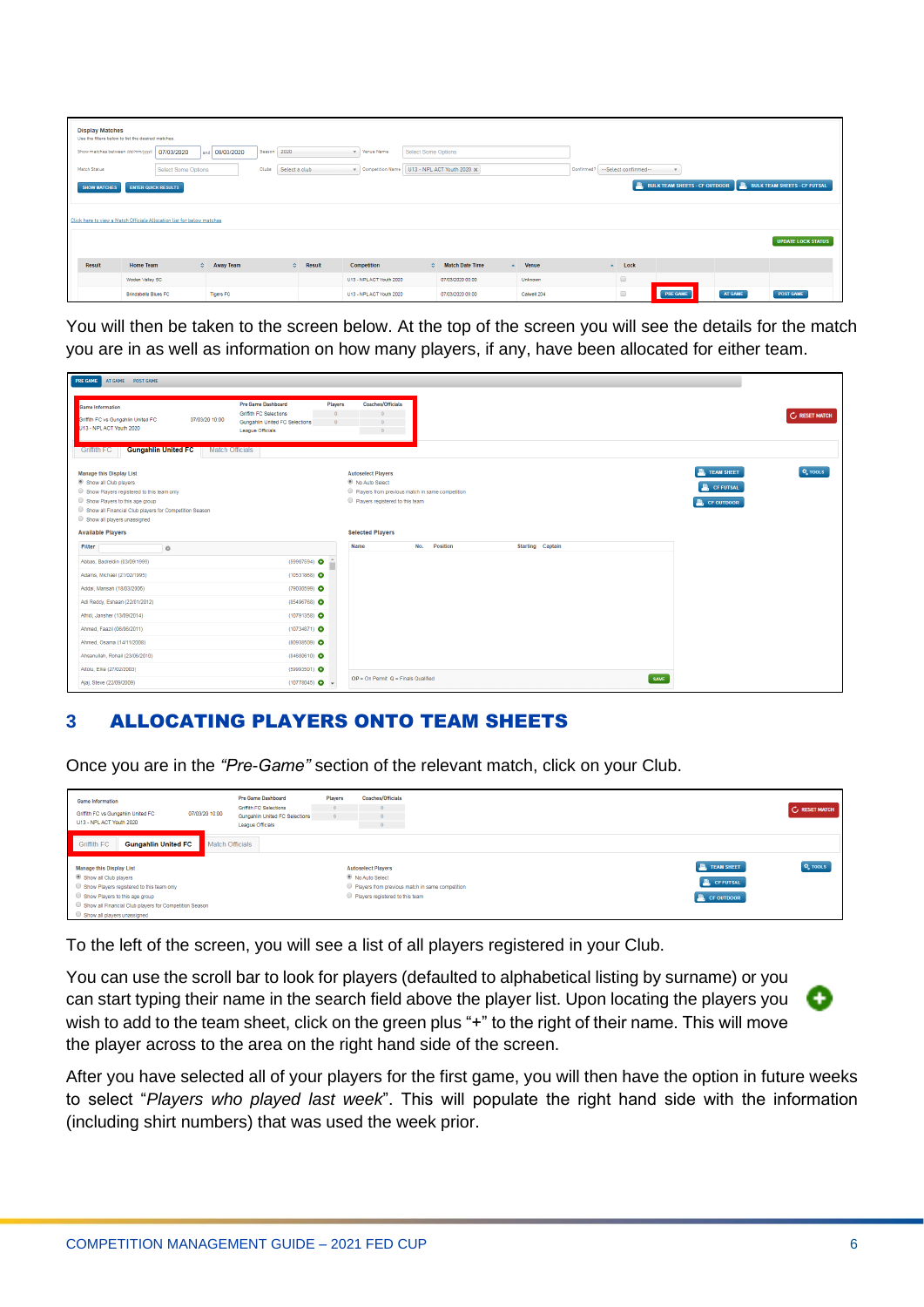You will then be taken to the screen below. At the top of the screen you will see the details for the match you are in as well as information on how many players, if any, have been allocated for either team.

## 3 ALLOCATING PLAYERS ONTO TEAM SHEETS

Once you are in the *"Pre-Game"* section of the relevant match, click on your Club.

To the left of the screen, you will see a list of all players registered in your Club.

You can use the scroll bar to look for players (defaulted to alphabetical listing by surname) or you can start typing their name in the search field above the player list. Upon locating the players you wish to add to the team sheet, click on the green plus "+" to the right of their name. This will move the player across to the area on the right hand side of the screen.

After you have selected all of your players for the first game, you will then have the option in future weeks to select "*Players who played last week*". This will populate the right hand side with the information (including shirt numbers) that was used the week prior.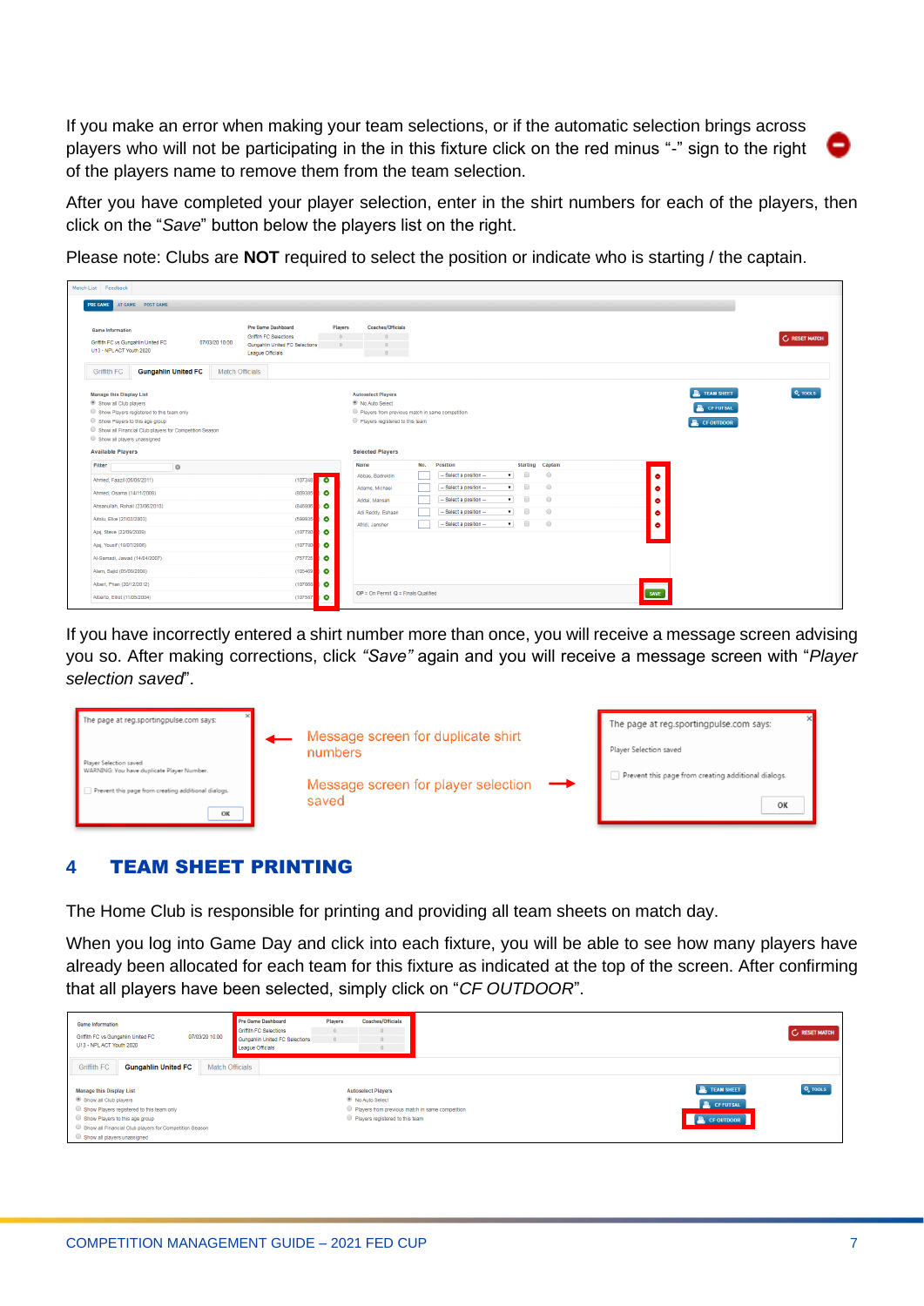If you make an error when making your team selections, or if the automatic selection brings across players who will not be participating in the in this fixture click on the red minus "-" sign to the right of the players name to remove them from the team selection.

After you have completed your player selection, enter in the shirt numbers for each of the players, then click on the "*Save*" button below the players list on the right.

Please note: Clubs are **NOT** required to select the position or indicate who is starting / the captain.

If you have incorrectly entered a shirt number more than once, you will receive a message screen advising you so. After making corrections, click *"Save"* again and you will receive a message screen with "*Player selection saved*".

Message screen for duplicate shirt numbers

Message screen for player selection saved

## 4 TEAM SHEET PRINTING

The Home Club is responsible for printing and providing all team sheets on match day.

When you log into Game Day and click into each fixture, you will be able to see how many players have already been allocated for each team for this fixture as indicated at the top of the screen. After confirming that all players have been selected, simply click on "*CF OUTDOOR*".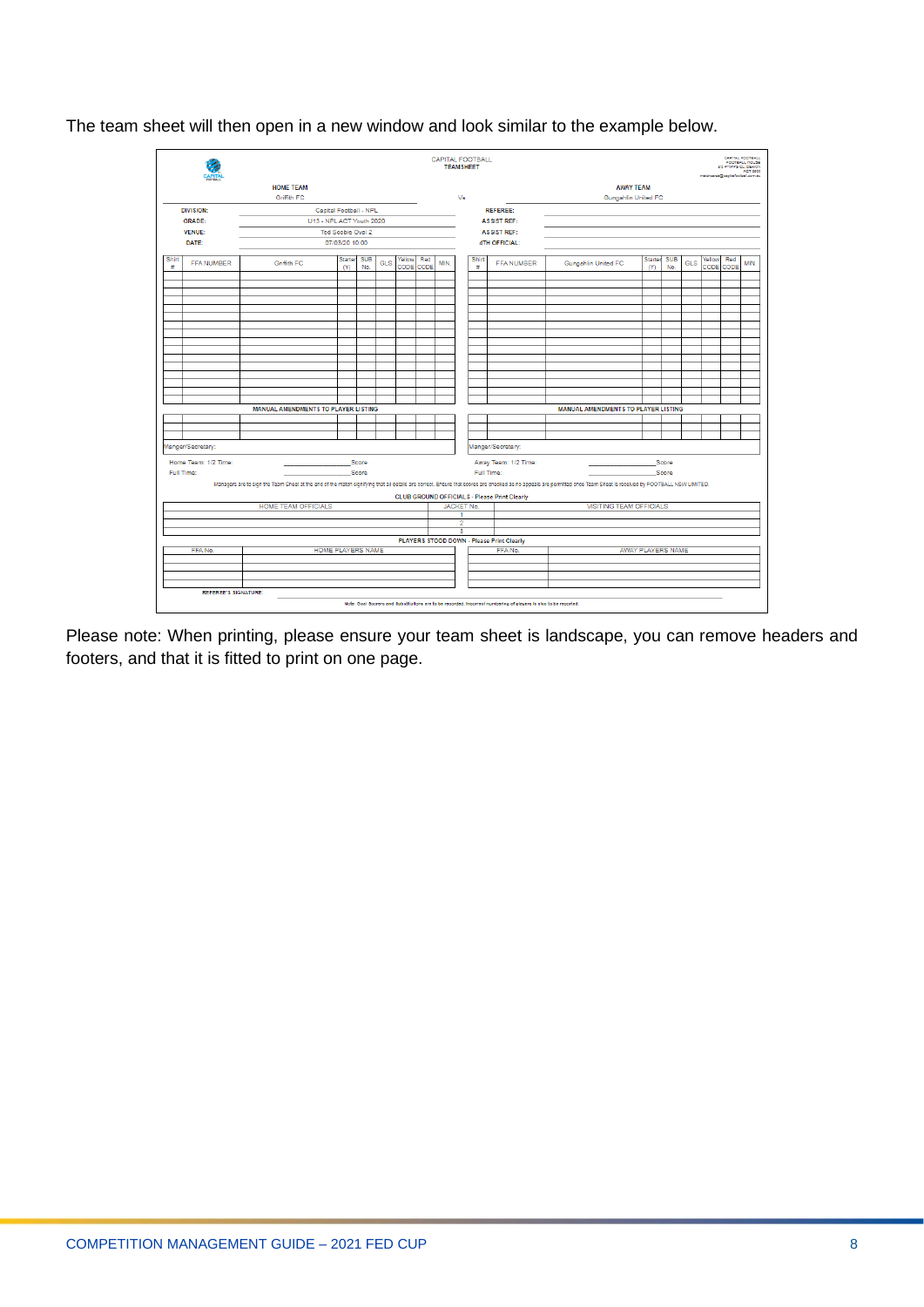The team sheet will then open in a new window and look similar to the example below.

Please note: When printing, please ensure your team sheet is landscape, you can remove headers and footers, and that it is fitted to print on one page.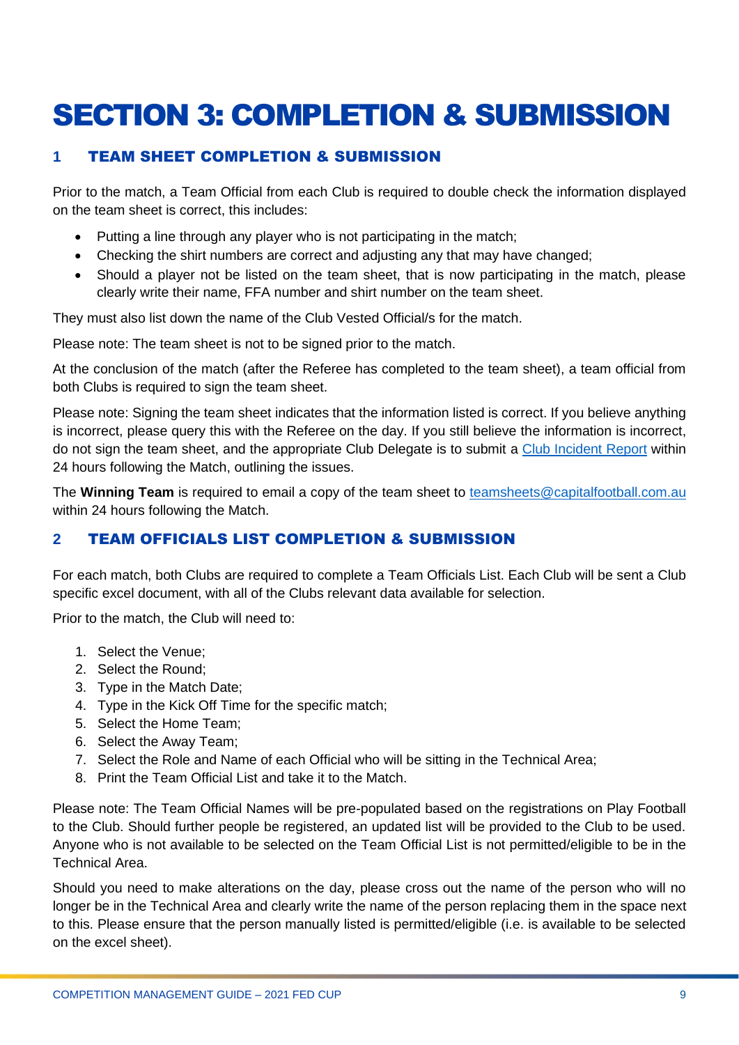# SECTION 3: COMPLETION & SUBMISSION

## 1 TEAM SHEET COMPLETION & SUBMISSION

Prior to the match, a Team Official from each Club is required to double check the information displayed on the team sheet is correct, this includes:

- Putting a line through any player who is not participating in the match;
- Checking the shirt numbers are correct and adjusting any that may have changed;
- Should a player not be listed on the team sheet, that is now participating in the match, please clearly write their name, FFA number and shirt number on the team sheet.

They must also list down the name of the Club Vested Official/s for the match.

Please note: The team sheet is not to be signed prior to the match.

At the conclusion of the match (after the Referee has completed to the team sheet), a team official from both Clubs is required to sign the team sheet.

Please note: Signing the team sheet indicates that the information listed is correct. If you believe anything is incorrect, please query this with the Referee on the day. If you still believe the information is incorrect, do not sign the team sheet, and the appropriate Club Delegate is to submit a Club Incident Report within 24 hours following the Match, outlining the issues.

The **Winning Team** is required to email a copy of the team sheet to teamsheets@capitalfootball.com.au within 24 hours following the Match.

## 2 TEAM OFFICIALS LIST COMPLETION & SUBMISSION

For each match, both Clubs are required to complete a Team Officials List. Each Club will be sent a Club specific excel document, with all of the Clubs relevant data available for selection.

Prior to the match, the Club will need to:

1. Select the Venue;
2. Select the Round;
3. Type in the Match Date;
4. Type in the Kick Off Time for the specific match;
5. Select the Home Team;
6. Select the Away Team;
7. Select the Role and Name of each Official who will be sitting in the Technical Area;
8. Print the Team Official List and take it to the Match.

Please note: The Team Official Names will be pre-populated based on the registrations on Play Football to the Club. Should further people be registered, an updated list will be provided to the Club to be used. Anyone who is not available to be selected on the Team Official List is not permitted/eligible to be in the Technical Area.

Should you need to make alterations on the day, please cross out the name of the person who will no longer be in the Technical Area and clearly write the name of the person replacing them in the space next to this. Please ensure that the person manually listed is permitted/eligible (i.e. is available to be selected on the excel sheet).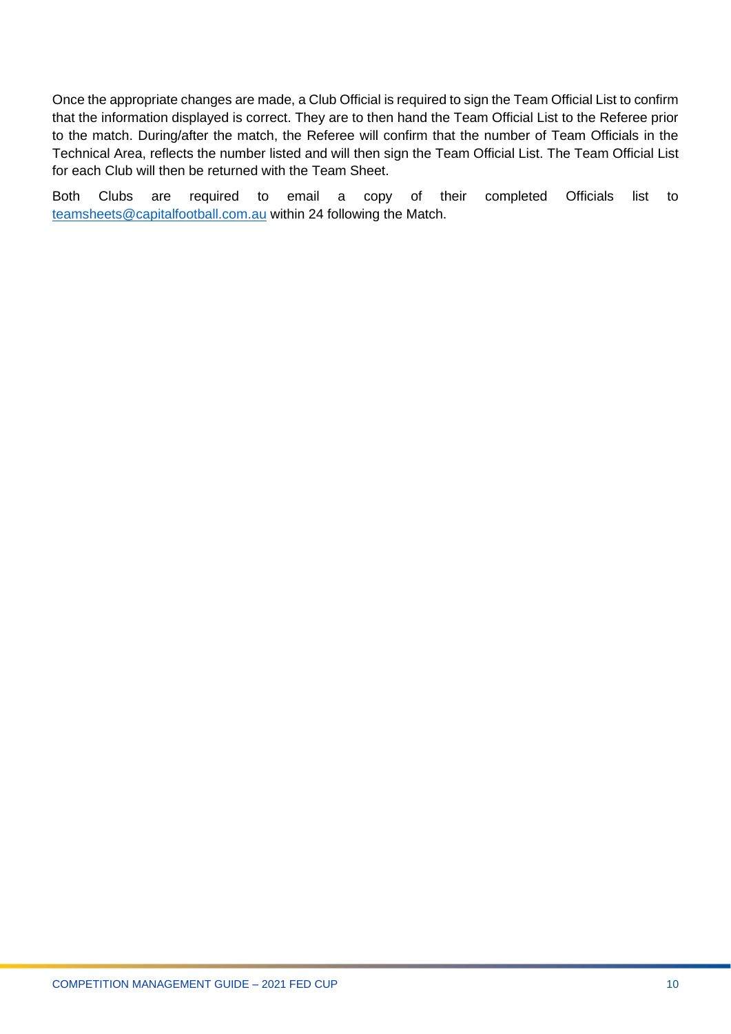Once the appropriate changes are made, a Club Official is required to sign the Team Official List to confirm that the information displayed is correct. They are to then hand the Team Official List to the Referee prior to the match. During/after the match, the Referee will confirm that the number of Team Officials in the Technical Area, reflects the number listed and will then sign the Team Official List. The Team Official List for each Club will then be returned with the Team Sheet.

Both Clubs are required to email a copy of their completed Officials list to teamsheets@capitalfootball.com.au within 24 following the Match.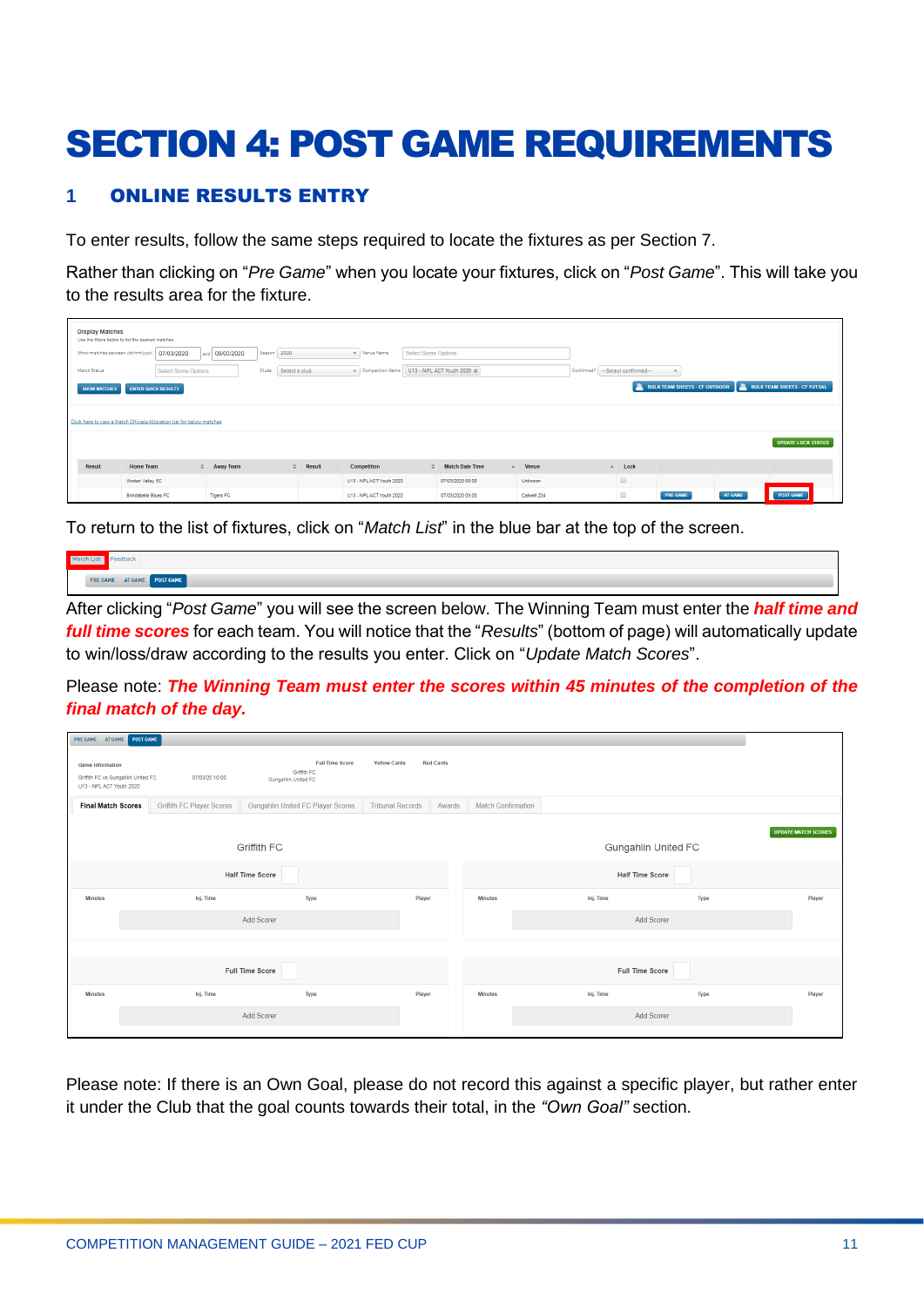# SECTION 4: POST GAME REQUIREMENTS

## 1 ONLINE RESULTS ENTRY

To enter results, follow the same steps required to locate the fixtures as per Section 7.

Rather than clicking on "*Pre Game*" when you locate your fixtures, click on "*Post Game*". This will take you to the results area for the fixture.

To return to the list of fixtures, click on "*Match List*" in the blue bar at the top of the screen.

After clicking "*Post Game*" you will see the screen below. The Winning Team must enter the ***half time and full time scores*** for each team. You will notice that the "*Results*" (bottom of page) will automatically update to win/loss/draw according to the results you enter. Click on "*Update Match Scores*".

Please note: ***The Winning Team must enter the scores within 45 minutes of the completion of the final match of the day.***

Please note: If there is an Own Goal, please do not record this against a specific player, but rather enter it under the Club that the goal counts towards their total, in the *"Own Goal"* section.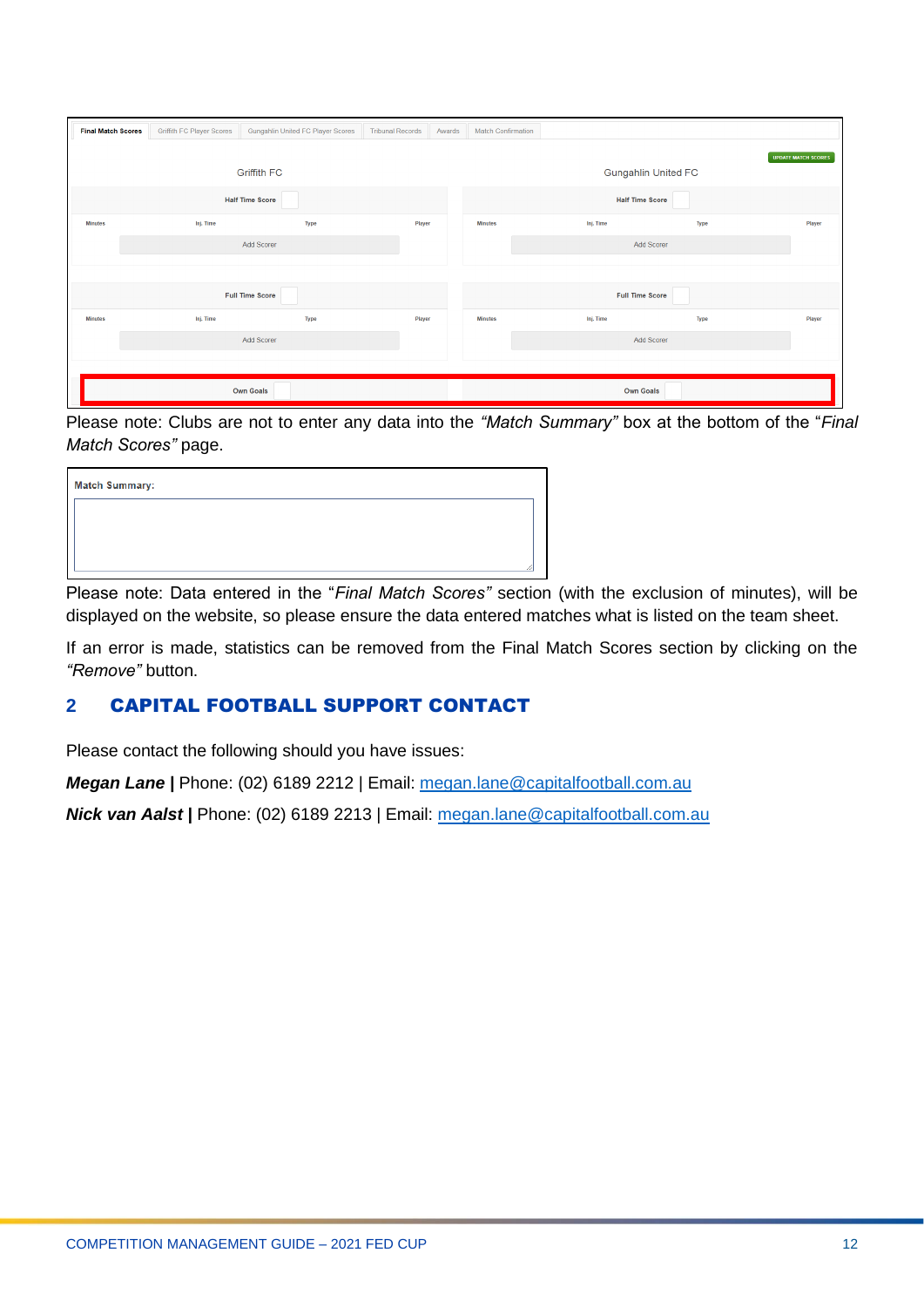Please note: Clubs are not to enter any data into the *"Match Summary"* box at the bottom of the "*Final Match Scores"* page.

Please note: Data entered in the "*Final Match Scores"* section (with the exclusion of minutes), will be displayed on the website, so please ensure the data entered matches what is listed on the team sheet.

If an error is made, statistics can be removed from the Final Match Scores section by clicking on the *"Remove"* button.

## 2 CAPITAL FOOTBALL SUPPORT CONTACT

Please contact the following should you have issues:

***Megan Lane*** **|** Phone: (02) 6189 2212 | Email: megan.lane@capitalfootball.com.au

***Nick van Aalst*** **|** Phone: (02) 6189 2213 | Email: megan.lane@capitalfootball.com.au